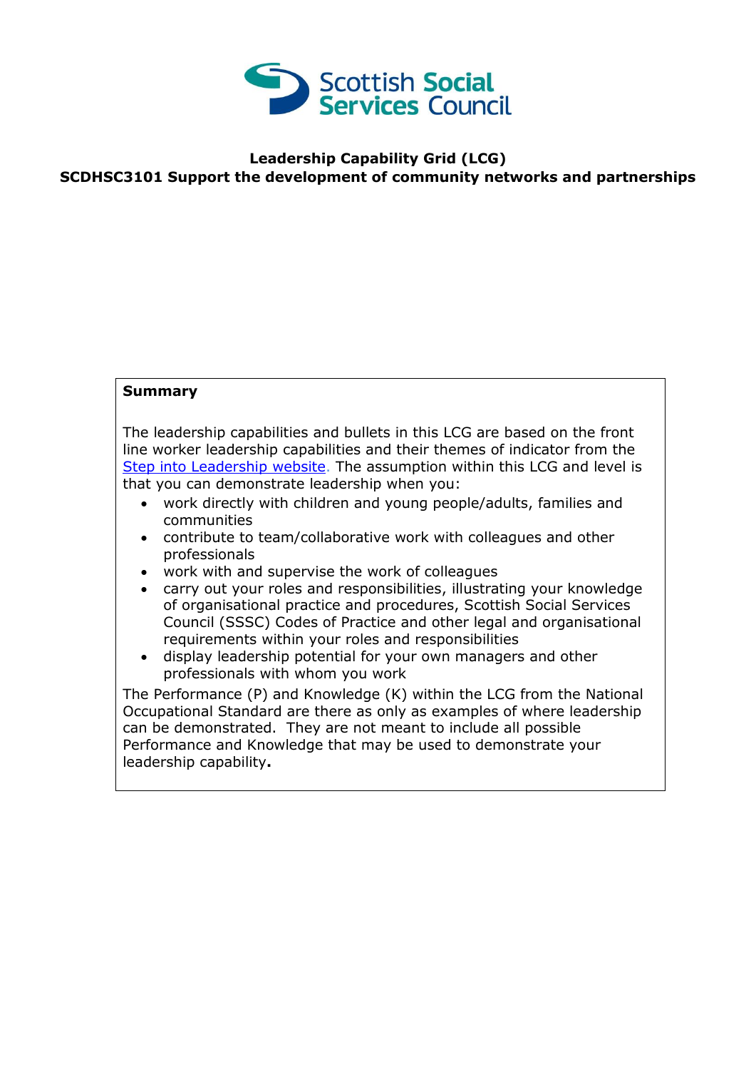Scottish Social Services Council

**Leadership Capability Grid (LCG)**
**SCDHSC3101 Support the development of community networks and partnerships**

**Summary**

The leadership capabilities and bullets in this LCG are based on the front line worker leadership capabilities and their themes of indicator from the [Step into Leadership website](). The assumption within this LCG and level is that you can demonstrate leadership when you:

- work directly with children and young people/adults, families and communities
- contribute to team/collaborative work with colleagues and other professionals
- work with and supervise the work of colleagues
- carry out your roles and responsibilities, illustrating your knowledge of organisational practice and procedures, Scottish Social Services Council (SSSC) Codes of Practice and other legal and organisational requirements within your roles and responsibilities
- display leadership potential for your own managers and other professionals with whom you work

The Performance (P) and Knowledge (K) within the LCG from the National Occupational Standard are there as only as examples of where leadership can be demonstrated. They are not meant to include all possible Performance and Knowledge that may be used to demonstrate your leadership capability**.**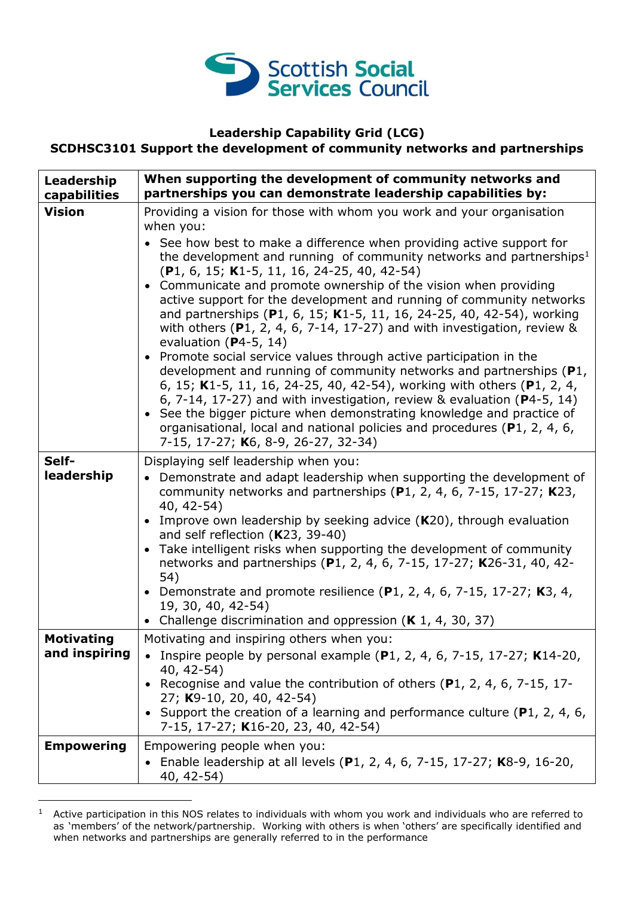**Leadership Capability Grid (LCG)**
**SCDHSC3101 Support the development of community networks and partnerships**

| Leadership capabilities | When supporting the development of community networks and partnerships you can demonstrate leadership capabilities by: |
|---|---|
| **Vision** | Providing a vision for those with whom you work and your organisation when you:<br>• See how best to make a difference when providing active support for the development and running of community networks and partnerships[1] (**P**1, 6, 15; **K**1-5, 11, 16, 24-25, 40, 42-54)<br>• Communicate and promote ownership of the vision when providing active support for the development and running of community networks and partnerships (**P**1, 6, 15; **K**1-5, 11, 16, 24-25, 40, 42-54), working with others (**P**1, 2, 4, 6, 7-14, 17-27) and with investigation, review & evaluation (**P**4-5, 14)<br>• Promote social service values through active participation in the development and running of community networks and partnerships (**P**1, 6, 15; **K**1-5, 11, 16, 24-25, 40, 42-54), working with others (**P**1, 2, 4, 6, 7-14, 17-27) and with investigation, review & evaluation (**P**4-5, 14)<br>• See the bigger picture when demonstrating knowledge and practice of organisational, local and national policies and procedures (**P**1, 2, 4, 6, 7-15, 17-27; **K**6, 8-9, 26-27, 32-34) |
| **Self-leadership** | Displaying self leadership when you:<br>• Demonstrate and adapt leadership when supporting the development of community networks and partnerships (**P**1, 2, 4, 6, 7-15, 17-27; **K**23, 40, 42-54)<br>• Improve own leadership by seeking advice (**K**20), through evaluation and self reflection (**K**23, 39-40)<br>• Take intelligent risks when supporting the development of community networks and partnerships (**P**1, 2, 4, 6, 7-15, 17-27; **K**26-31, 40, 42-54)<br>• Demonstrate and promote resilience (**P**1, 2, 4, 6, 7-15, 17-27; **K**3, 4, 19, 30, 40, 42-54)<br>• Challenge discrimination and oppression (**K** 1, 4, 30, 37) |
| **Motivating and inspiring** | Motivating and inspiring others when you:<br>• Inspire people by personal example (**P**1, 2, 4, 6, 7-15, 17-27; **K**14-20, 40, 42-54)<br>• Recognise and value the contribution of others (**P**1, 2, 4, 6, 7-15, 17-27; **K**9-10, 20, 40, 42-54)<br>• Support the creation of a learning and performance culture (**P**1, 2, 4, 6, 7-15, 17-27; **K**16-20, 23, 40, 42-54) |
| **Empowering** | Empowering people when you:<br>• Enable leadership at all levels (**P**1, 2, 4, 6, 7-15, 17-27; **K**8-9, 16-20, 40, 42-54) |

[1] Active participation in this NOS relates to individuals with whom you work and individuals who are referred to as 'members' of the network/partnership. Working with others is when 'others' are specifically identified and when networks and partnerships are generally referred to in the performance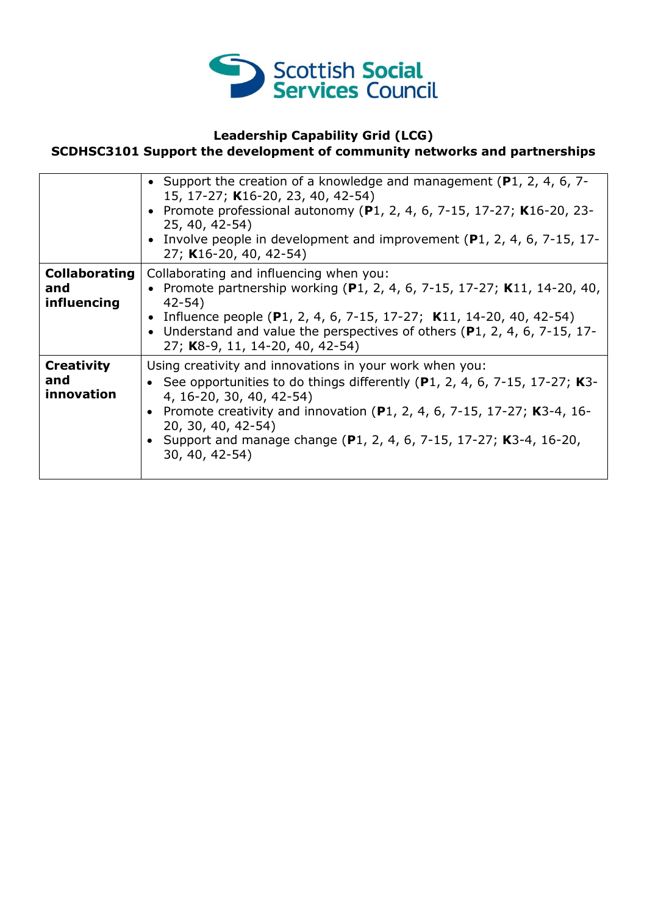**Leadership Capability Grid (LCG)**
**SCDHSC3101 Support the development of community networks and partnerships**

| | |
|---|---|
| | • Support the creation of a knowledge and management (**P**1, 2, 4, 6, 7-15, 17-27; **K**16-20, 23, 40, 42-54)<br>• Promote professional autonomy (**P**1, 2, 4, 6, 7-15, 17-27; **K**16-20, 23-25, 40, 42-54)<br>• Involve people in development and improvement (**P**1, 2, 4, 6, 7-15, 17-27; **K**16-20, 40, 42-54) |
| **Collaborating and influencing** | Collaborating and influencing when you:<br>• Promote partnership working (**P**1, 2, 4, 6, 7-15, 17-27; **K**11, 14-20, 40, 42-54)<br>• Influence people (**P**1, 2, 4, 6, 7-15, 17-27; **K**11, 14-20, 40, 42-54)<br>• Understand and value the perspectives of others (**P**1, 2, 4, 6, 7-15, 17-27; **K**8-9, 11, 14-20, 40, 42-54) |
| **Creativity and innovation** | Using creativity and innovations in your work when you:<br>• See opportunities to do things differently (**P**1, 2, 4, 6, 7-15, 17-27; **K**3-4, 16-20, 30, 40, 42-54)<br>• Promote creativity and innovation (**P**1, 2, 4, 6, 7-15, 17-27; **K**3-4, 16-20, 30, 40, 42-54)<br>• Support and manage change (**P**1, 2, 4, 6, 7-15, 17-27; **K**3-4, 16-20, 30, 40, 42-54) |